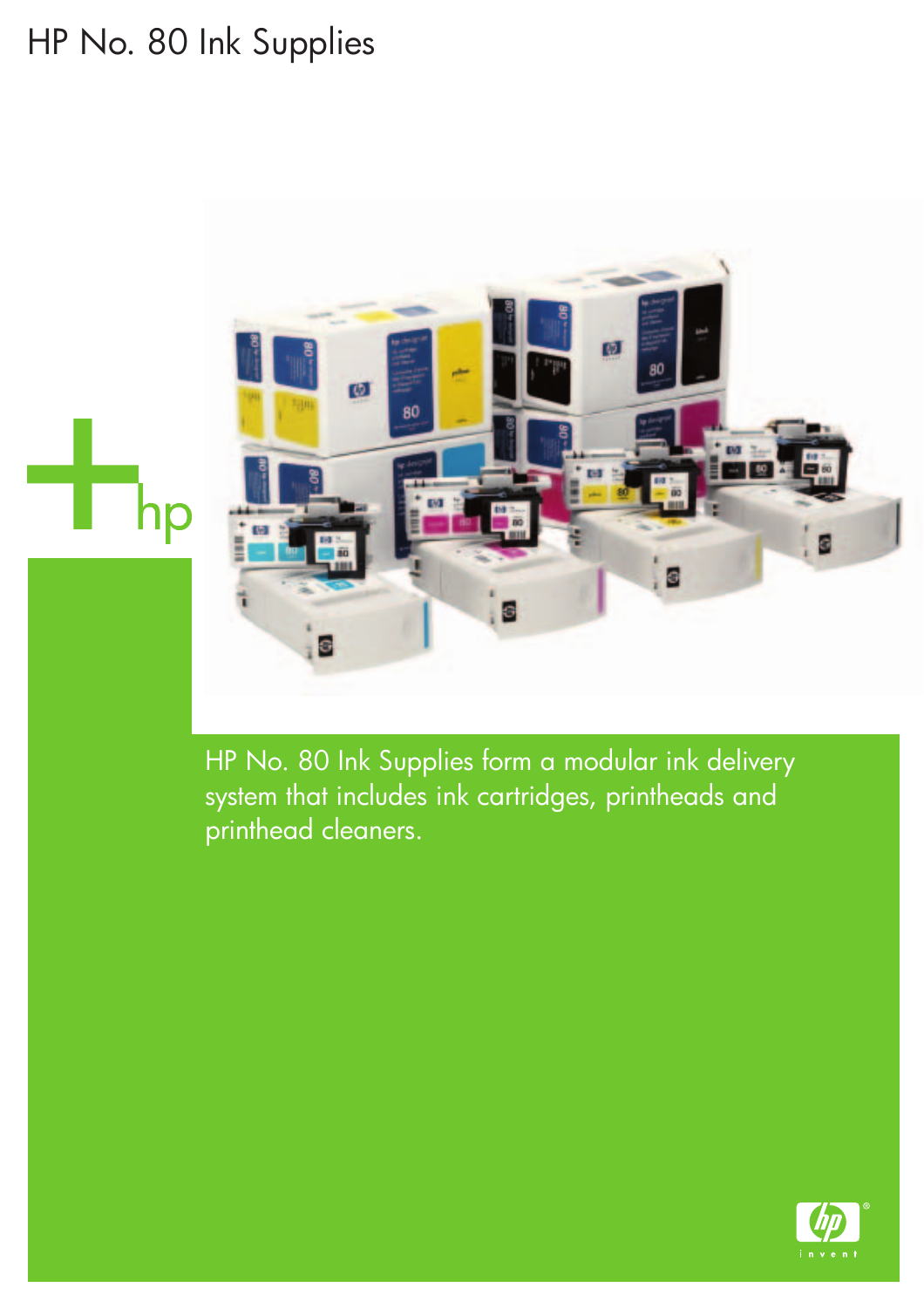# HP No. 80 Ink Supplies

HP No. 80 Ink Supplies form a modular ink delivery system that includes ink cartridges, printheads and printhead cleaners.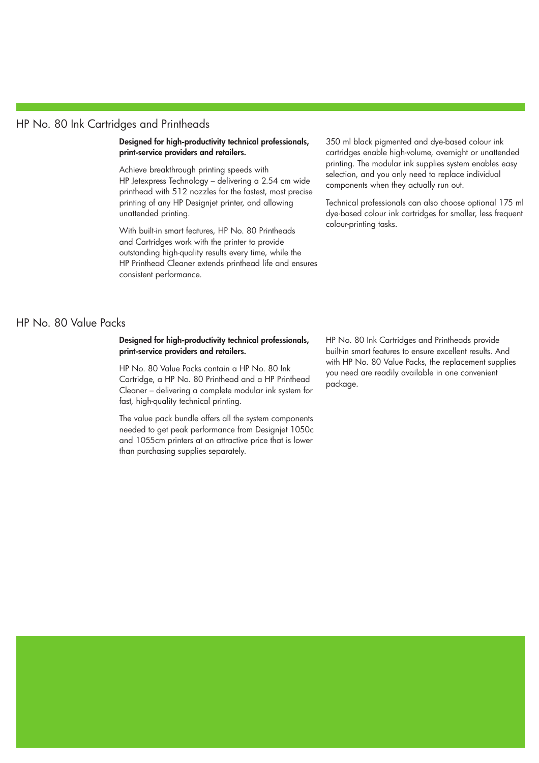## HP No. 80 Ink Cartridges and Printheads

**Designed for high-productivity technical professionals, print-service providers and retailers.**

Achieve breakthrough printing speeds with HP Jetexpress Technology – delivering a 2.54 cm wide printhead with 512 nozzles for the fastest, most precise printing of any HP Designjet printer, and allowing unattended printing.

With built-in smart features, HP No. 80 Printheads and Cartridges work with the printer to provide outstanding high-quality results every time, while the HP Printhead Cleaner extends printhead life and ensures consistent performance.

350 ml black pigmented and dye-based colour ink cartridges enable high-volume, overnight or unattended printing. The modular ink supplies system enables easy selection, and you only need to replace individual components when they actually run out.

Technical professionals can also choose optional 175 ml dye-based colour ink cartridges for smaller, less frequent colour-printing tasks.

## HP No. 80 Value Packs

**Designed for high-productivity technical professionals, print-service providers and retailers.**

HP No. 80 Value Packs contain a HP No. 80 Ink Cartridge, a HP No. 80 Printhead and a HP Printhead Cleaner – delivering a complete modular ink system for fast, high-quality technical printing.

The value pack bundle offers all the system components needed to get peak performance from Designjet 1050c and 1055cm printers at an attractive price that is lower than purchasing supplies separately.

HP No. 80 Ink Cartridges and Printheads provide built-in smart features to ensure excellent results. And with HP No. 80 Value Packs, the replacement supplies you need are readily available in one convenient package.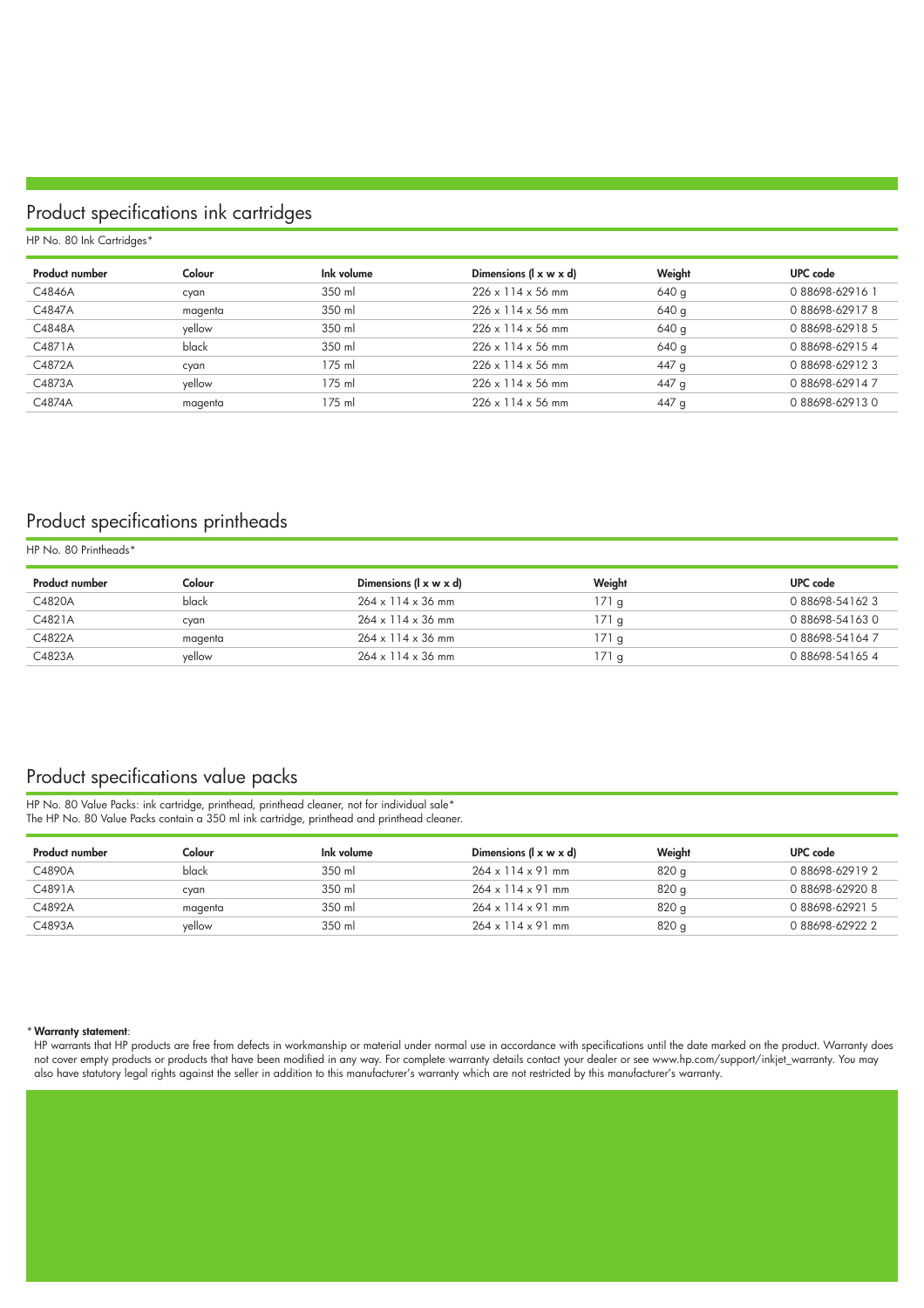## Product specifications ink cartridges

HP No. 80 Ink Cartridges*

| Product number | Colour | Ink volume | Dimensions (l x w x d) | Weight | UPC code |
|---|---|---|---|---|---|
| C4846A | cyan | 350 ml | 226 x 114 x 56 mm | 640 g | 0 88698-62916 1 |
| C4847A | magenta | 350 ml | 226 x 114 x 56 mm | 640 g | 0 88698-62917 8 |
| C4848A | yellow | 350 ml | 226 x 114 x 56 mm | 640 g | 0 88698-62918 5 |
| C4871A | black | 350 ml | 226 x 114 x 56 mm | 640 g | 0 88698-62915 4 |
| C4872A | cyan | 175 ml | 226 x 114 x 56 mm | 447 g | 0 88698-62912 3 |
| C4873A | yellow | 175 ml | 226 x 114 x 56 mm | 447 g | 0 88698-62914 7 |
| C4874A | magenta | 175 ml | 226 x 114 x 56 mm | 447 g | 0 88698-62913 0 |

## Product specifications printheads

HP No. 80 Printheads*

| Product number | Colour | Dimensions (l x w x d) | Weight | UPC code |
|---|---|---|---|---|
| C4820A | black | 264 x 114 x 36 mm | 171 g | 0 88698-54162 3 |
| C4821A | cyan | 264 x 114 x 36 mm | 171 g | 0 88698-54163 0 |
| C4822A | magenta | 264 x 114 x 36 mm | 171 g | 0 88698-54164 7 |
| C4823A | yellow | 264 x 114 x 36 mm | 171 g | 0 88698-54165 4 |

## Product specifications value packs

HP No. 80 Value Packs: ink cartridge, printhead, printhead cleaner, not for individual sale*
The HP No. 80 Value Packs contain a 350 ml ink cartridge, printhead and printhead cleaner.

| Product number | Colour | Ink volume | Dimensions (l x w x d) | Weight | UPC code |
|---|---|---|---|---|---|
| C4890A | black | 350 ml | 264 x 114 x 91 mm | 820 g | 0 88698-62919 2 |
| C4891A | cyan | 350 ml | 264 x 114 x 91 mm | 820 g | 0 88698-62920 8 |
| C4892A | magenta | 350 ml | 264 x 114 x 91 mm | 820 g | 0 88698-62921 5 |
| C4893A | yellow | 350 ml | 264 x 114 x 91 mm | 820 g | 0 88698-62922 2 |

\* **Warranty statement**:
HP warrants that HP products are free from defects in workmanship or material under normal use in accordance with specifications until the date marked on the product. Warranty does not cover empty products or products that have been modified in any way. For complete warranty details contact your dealer or see www.hp.com/support/inkjet_warranty. You may also have statutory legal rights against the seller in addition to this manufacturer's warranty which are not restricted by this manufacturer's warranty.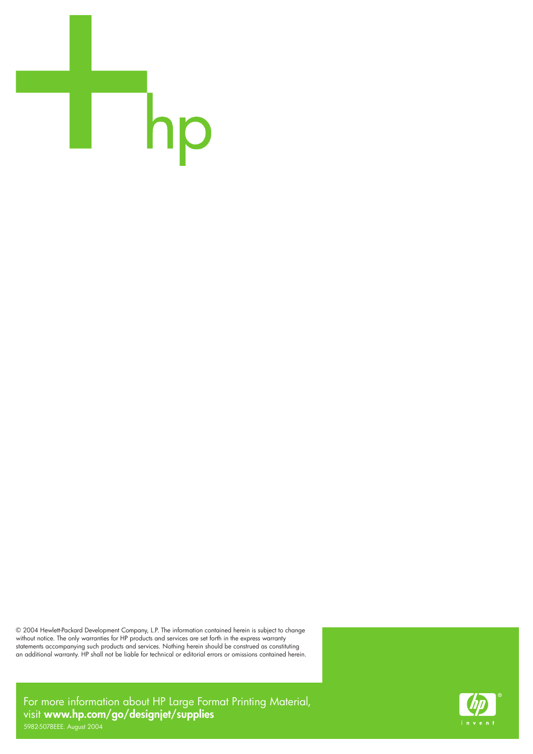© 2004 Hewlett-Packard Development Company, L.P. The information contained herein is subject to change without notice. The only warranties for HP products and services are set forth in the express warranty statements accompanying such products and services. Nothing herein should be construed as constituting an additional warranty. HP shall not be liable for technical or editorial errors or omissions contained herein.

For more information about HP Large Format Printing Material, visit **www.hp.com/go/designjet/supplies**

5982-5078EEE. August 2004